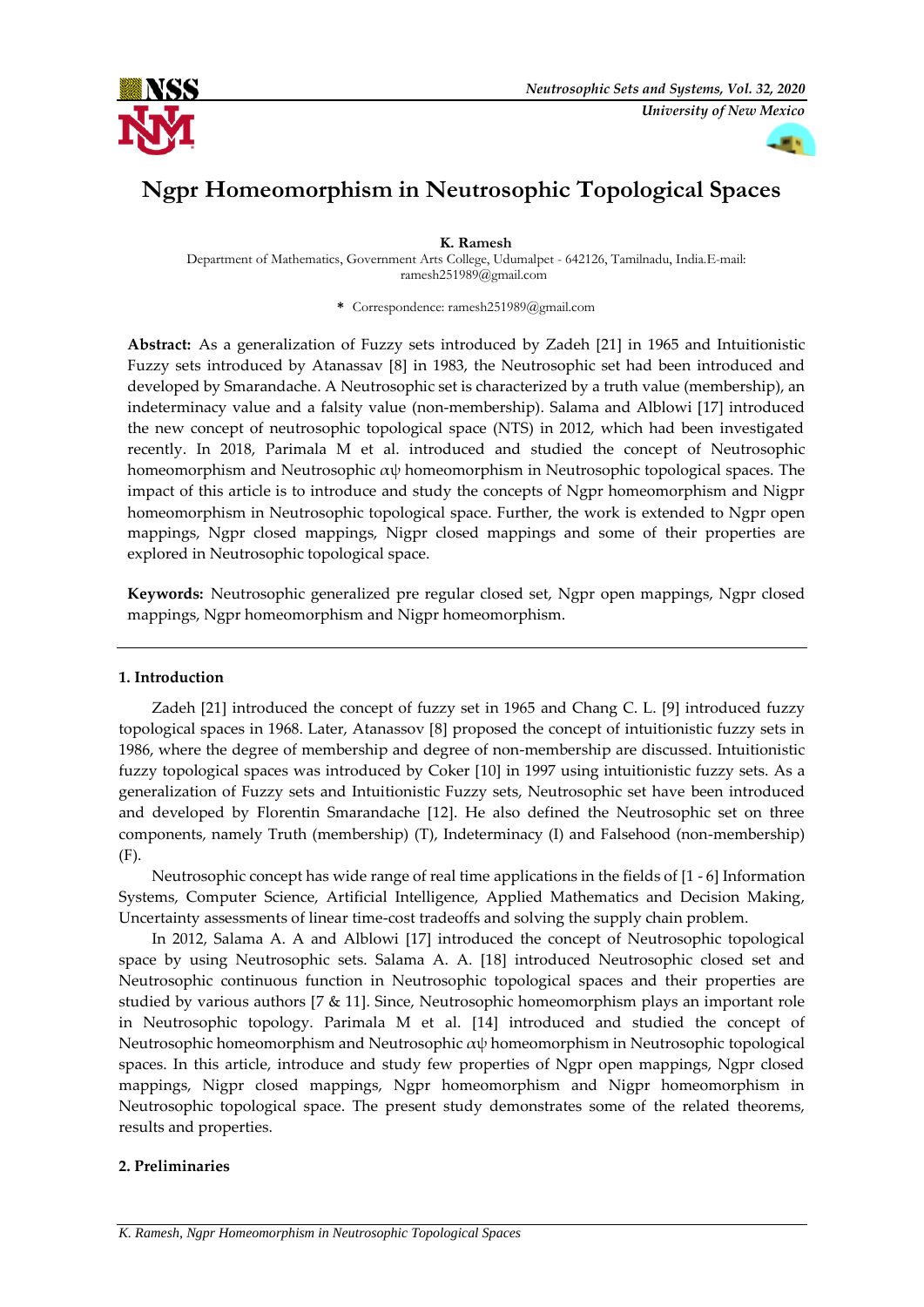# Ngpr Homeomorphism in Neutrosophic Topological Spaces

**K. Ramesh**

Department of Mathematics, Government Arts College, Udumalpet - 642126, Tamilnadu, India.E-mail: ramesh251989@gmail.com

\* Correspondence: ramesh251989@gmail.com

**Abstract:** As a generalization of Fuzzy sets introduced by Zadeh [21] in 1965 and Intuitionistic Fuzzy sets introduced by Atanassav [8] in 1983, the Neutrosophic set had been introduced and developed by Smarandache. A Neutrosophic set is characterized by a truth value (membership), an indeterminacy value and a falsity value (non-membership). Salama and Alblowi [17] introduced the new concept of neutrosophic topological space (NTS) in 2012, which had been investigated recently. In 2018, Parimala M et al. introduced and studied the concept of Neutrosophic homeomorphism and Neutrosophic $\alpha\psi$ homeomorphism in Neutrosophic topological spaces. The impact of this article is to introduce and study the concepts of Ngpr homeomorphism and Nigpr homeomorphism in Neutrosophic topological space. Further, the work is extended to Ngpr open mappings, Ngpr closed mappings, Nigpr closed mappings and some of their properties are explored in Neutrosophic topological space.

**Keywords:** Neutrosophic generalized pre regular closed set, Ngpr open mappings, Ngpr closed mappings, Ngpr homeomorphism and Nigpr homeomorphism.

## 1. Introduction

Zadeh [21] introduced the concept of fuzzy set in 1965 and Chang C. L. [9] introduced fuzzy topological spaces in 1968. Later, Atanassov [8] proposed the concept of intuitionistic fuzzy sets in 1986, where the degree of membership and degree of non-membership are discussed. Intuitionistic fuzzy topological spaces was introduced by Coker [10] in 1997 using intuitionistic fuzzy sets. As a generalization of Fuzzy sets and Intuitionistic Fuzzy sets, Neutrosophic set have been introduced and developed by Florentin Smarandache [12]. He also defined the Neutrosophic set on three components, namely Truth (membership) (T), Indeterminacy (I) and Falsehood (non-membership) (F).

Neutrosophic concept has wide range of real time applications in the fields of [1 - 6] Information Systems, Computer Science, Artificial Intelligence, Applied Mathematics and Decision Making, Uncertainty assessments of linear time-cost tradeoffs and solving the supply chain problem.

In 2012, Salama A. A and Alblowi [17] introduced the concept of Neutrosophic topological space by using Neutrosophic sets. Salama A. A. [18] introduced Neutrosophic closed set and Neutrosophic continuous function in Neutrosophic topological spaces and their properties are studied by various authors [7 & 11]. Since, Neutrosophic homeomorphism plays an important role in Neutrosophic topology. Parimala M et al. [14] introduced and studied the concept of Neutrosophic homeomorphism and Neutrosophic $\alpha\psi$ homeomorphism in Neutrosophic topological spaces. In this article, introduce and study few properties of Ngpr open mappings, Ngpr closed mappings, Nigpr closed mappings, Ngpr homeomorphism and Nigpr homeomorphism in Neutrosophic topological space. The present study demonstrates some of the related theorems, results and properties.

## 2. Preliminaries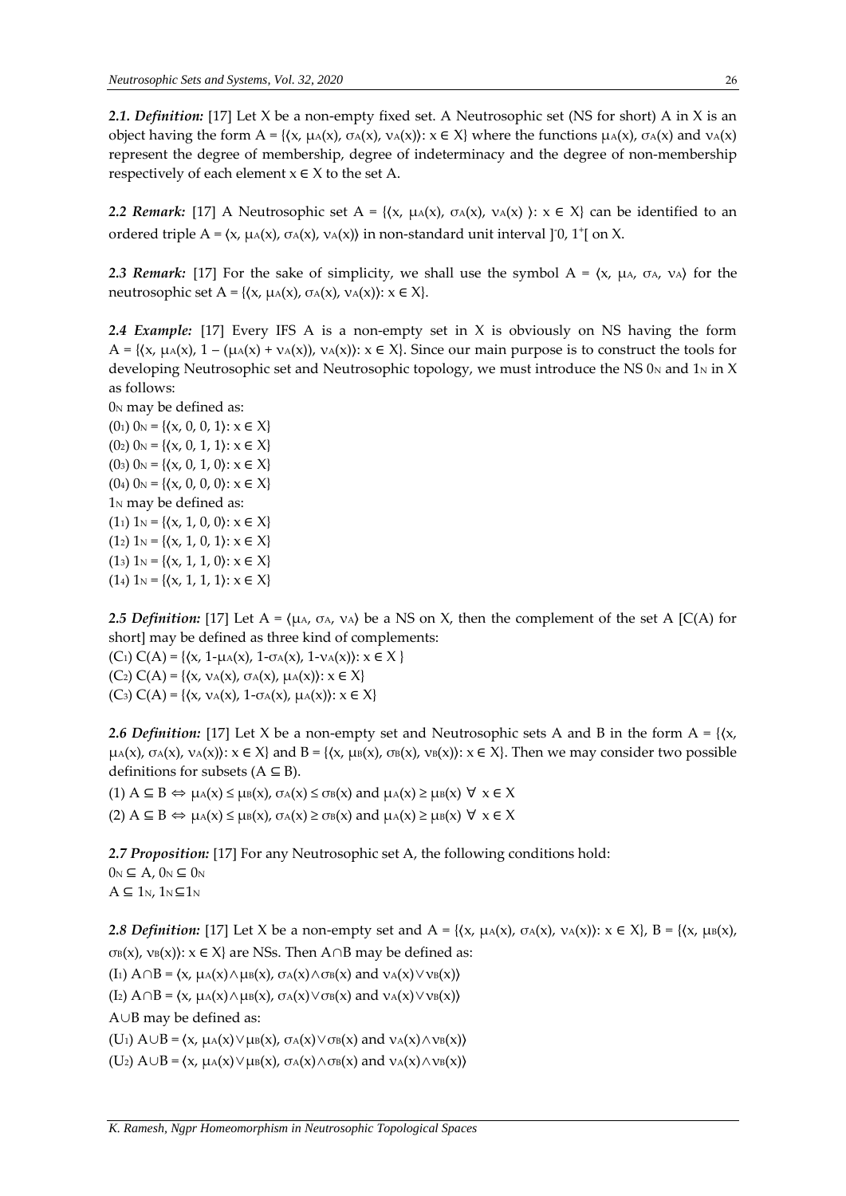***2.1. Definition:*** [17] Let X be a non-empty fixed set. A Neutrosophic set (NS for short) A in X is an object having the form $A = \{\langle x, \mu_A(x), \sigma_A(x), \nu_A(x)\rangle : x \in X\}$ where the functions $\mu_A(x)$, $\sigma_A(x)$ and $\nu_A(x)$ represent the degree of membership, degree of indeterminacy and the degree of non-membership respectively of each element $x \in X$ to the set A.

***2.2 Remark:*** [17] A Neutrosophic set $A = \{\langle x, \mu_A(x), \sigma_A(x), \nu_A(x)\rangle : x \in X\}$ can be identified to an ordered triple $A = \langle x, \mu_A(x), \sigma_A(x), \nu_A(x)\rangle$ in non-standard unit interval $]^-0, 1^+[$ on X.

***2.3 Remark:*** [17] For the sake of simplicity, we shall use the symbol $A = \langle x, \mu_A, \sigma_A, \nu_A\rangle$ for the neutrosophic set $A = \{\langle x, \mu_A(x), \sigma_A(x), \nu_A(x)\rangle : x \in X\}$.

***2.4 Example:*** [17] Every IFS A is a non-empty set in X is obviously on NS having the form $A = \{\langle x, \mu_A(x), 1 - (\mu_A(x) + \nu_A(x)), \nu_A(x)\rangle : x \in X\}$. Since our main purpose is to construct the tools for developing Neutrosophic set and Neutrosophic topology, we must introduce the NS $0_N$ and $1_N$ in X as follows:

$0_N$ may be defined as:

$(0_1)$ $0_N = \{\langle x, 0, 0, 1\rangle : x \in X\}$

$(0_2)$ $0_N = \{\langle x, 0, 1, 1\rangle : x \in X\}$

$(0_3)$ $0_N = \{\langle x, 0, 1, 0\rangle : x \in X\}$

$(0_4)$ $0_N = \{\langle x, 0, 0, 0\rangle : x \in X\}$

$1_N$ may be defined as:

$(1_1)$ $1_N = \{\langle x, 1, 0, 0\rangle : x \in X\}$

$(1_2)$ $1_N = \{\langle x, 1, 0, 1\rangle : x \in X\}$

$(1_3)$ $1_N = \{\langle x, 1, 1, 0\rangle : x \in X\}$

$(1_4)$ $1_N = \{\langle x, 1, 1, 1\rangle : x \in X\}$

***2.5 Definition:*** [17] Let $A = \langle \mu_A, \sigma_A, \nu_A\rangle$ be a NS on X, then the complement of the set A [C(A) for short] may be defined as three kind of complements:

$(C_1)$ $C(A) = \{\langle x, 1-\mu_A(x), 1-\sigma_A(x), 1-\nu_A(x)\rangle : x \in X\}$

$(C_2)$ $C(A) = \{\langle x, \nu_A(x), \sigma_A(x), \mu_A(x)\rangle : x \in X\}$

$(C_3)$ $C(A) = \{\langle x, \nu_A(x), 1-\sigma_A(x), \mu_A(x)\rangle : x \in X\}$

***2.6 Definition:*** [17] Let X be a non-empty set and Neutrosophic sets A and B in the form $A = \{\langle x, \mu_A(x), \sigma_A(x), \nu_A(x)\rangle : x \in X\}$ and $B = \{\langle x, \mu_B(x), \sigma_B(x), \nu_B(x)\rangle : x \in X\}$. Then we may consider two possible definitions for subsets $(A \subseteq B)$.

(1) $A \subseteq B \Leftrightarrow \mu_A(x) \leq \mu_B(x)$, $\sigma_A(x) \leq \sigma_B(x)$ and $\mu_A(x) \geq \mu_B(x)$ $\forall\ x \in X$

(2) $A \subseteq B \Leftrightarrow \mu_A(x) \leq \mu_B(x)$, $\sigma_A(x) \geq \sigma_B(x)$ and $\mu_A(x) \geq \mu_B(x)$ $\forall\ x \in X$

***2.7 Proposition:*** [17] For any Neutrosophic set A, the following conditions hold:

$0_N \subseteq A$, $0_N \subseteq 0_N$

$A \subseteq 1_N$, $1_N \subseteq 1_N$

***2.8 Definition:*** [17] Let X be a non-empty set and $A = \{\langle x, \mu_A(x), \sigma_A(x), \nu_A(x)\rangle : x \in X\}$, $B = \{\langle x, \mu_B(x), \sigma_B(x), \nu_B(x)\rangle : x \in X\}$ are NSs. Then $A \cap B$ may be defined as:

$(I_1)$ $A \cap B = \langle x, \mu_A(x) \wedge \mu_B(x), \sigma_A(x) \wedge \sigma_B(x)$ and $\nu_A(x) \vee \nu_B(x)\rangle$

$(I_2)$ $A \cap B = \langle x, \mu_A(x) \wedge \mu_B(x), \sigma_A(x) \vee \sigma_B(x)$ and $\nu_A(x) \vee \nu_B(x)\rangle$

$A \cup B$ may be defined as:

$(U_1)$ $A \cup B = \langle x, \mu_A(x) \vee \mu_B(x), \sigma_A(x) \vee \sigma_B(x)$ and $\nu_A(x) \wedge \nu_B(x)\rangle$

$(U_2)$ $A \cup B = \langle x, \mu_A(x) \vee \mu_B(x), \sigma_A(x) \wedge \sigma_B(x)$ and $\nu_A(x) \wedge \nu_B(x)\rangle$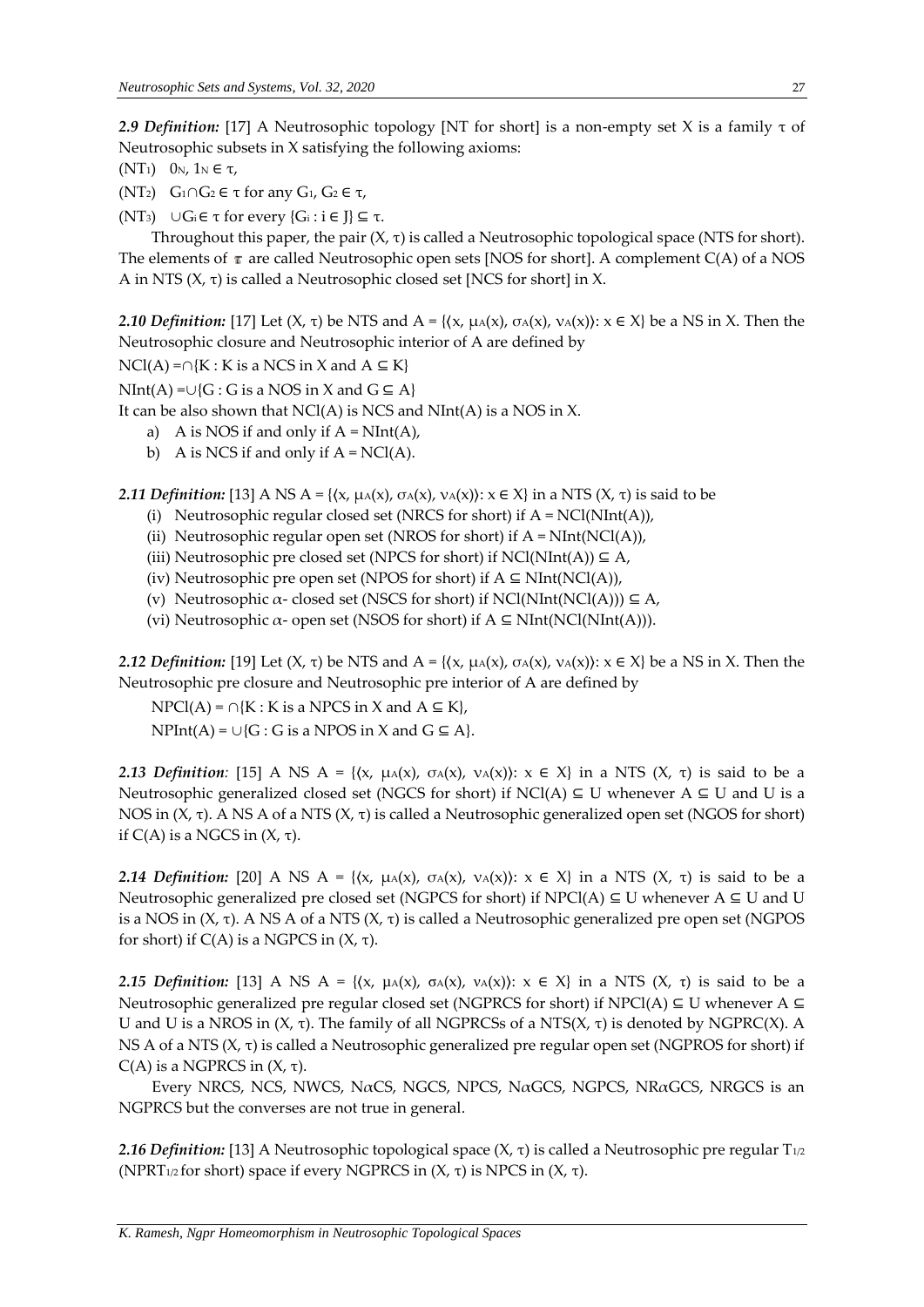***2.9 Definition:*** [17] A Neutrosophic topology [NT for short] is a non-empty set X is a family $\tau$ of Neutrosophic subsets in X satisfying the following axioms:

($NT_1$) $0_N, 1_N \in \tau$,

($NT_2$) $G_1 \cap G_2 \in \tau$ for any $G_1, G_2 \in \tau$,

($NT_3$) $\cup G_i \in \tau$ for every $\{G_i : i \in J\} \subseteq \tau$.

Throughout this paper, the pair $(X, \tau)$ is called a Neutrosophic topological space (NTS for short). The elements of $\tau$ are called Neutrosophic open sets [NOS for short]. A complement C(A) of a NOS A in NTS $(X, \tau)$ is called a Neutrosophic closed set [NCS for short] in X.

***2.10 Definition:*** [17] Let $(X, \tau)$ be NTS and $A = \{\langle x, \mu_A(x), \sigma_A(x), \nu_A(x)\rangle : x \in X\}$ be a NS in X. Then the Neutrosophic closure and Neutrosophic interior of A are defined by

$NCl(A) = \cap\{K : K \text{ is a NCS in } X \text{ and } A \subseteq K\}$

$NInt(A) = \cup\{G : G \text{ is a NOS in } X \text{ and } G \subseteq A\}$

It can be also shown that NCl(A) is NCS and NInt(A) is a NOS in X.

a) A is NOS if and only if $A = NInt(A)$,

b) A is NCS if and only if $A = NCl(A)$.

***2.11 Definition:*** [13] A NS $A = \{\langle x, \mu_A(x), \sigma_A(x), \nu_A(x)\rangle : x \in X\}$ in a NTS $(X, \tau)$ is said to be

(i) Neutrosophic regular closed set (NRCS for short) if $A = NCl(NInt(A))$,

(ii) Neutrosophic regular open set (NROS for short) if $A = NInt(NCl(A))$,

(iii) Neutrosophic pre closed set (NPCS for short) if $NCl(NInt(A)) \subseteq A$,

(iv) Neutrosophic pre open set (NPOS for short) if $A \subseteq NInt(NCl(A))$,

(v) Neutrosophic $\alpha$- closed set (NSCS for short) if $NCl(NInt(NCl(A))) \subseteq A$,

(vi) Neutrosophic $\alpha$- open set (NSOS for short) if $A \subseteq NInt(NCl(NInt(A)))$.

***2.12 Definition:*** [19] Let $(X, \tau)$ be NTS and $A = \{\langle x, \mu_A(x), \sigma_A(x), \nu_A(x)\rangle : x \in X\}$ be a NS in X. Then the Neutrosophic pre closure and Neutrosophic pre interior of A are defined by

$NPCl(A) = \cap\{K : K \text{ is a NPCS in } X \text{ and } A \subseteq K\}$,

$NPInt(A) = \cup\{G : G \text{ is a NPOS in } X \text{ and } G \subseteq A\}$.

***2.13 Definition**:* [15] A NS $A = \{\langle x, \mu_A(x), \sigma_A(x), \nu_A(x)\rangle : x \in X\}$ in a NTS $(X, \tau)$ is said to be a Neutrosophic generalized closed set (NGCS for short) if $NCl(A) \subseteq U$ whenever $A \subseteq U$ and U is a NOS in $(X, \tau)$. A NS A of a NTS $(X, \tau)$ is called a Neutrosophic generalized open set (NGOS for short) if C(A) is a NGCS in $(X, \tau)$.

***2.14 Definition:*** [20] A NS $A = \{\langle x, \mu_A(x), \sigma_A(x), \nu_A(x)\rangle : x \in X\}$ in a NTS $(X, \tau)$ is said to be a Neutrosophic generalized pre closed set (NGPCS for short) if $NPCl(A) \subseteq U$ whenever $A \subseteq U$ and U is a NOS in $(X, \tau)$. A NS A of a NTS $(X, \tau)$ is called a Neutrosophic generalized pre open set (NGPOS for short) if C(A) is a NGPCS in $(X, \tau)$.

***2.15 Definition:*** [13] A NS $A = \{\langle x, \mu_A(x), \sigma_A(x), \nu_A(x)\rangle : x \in X\}$ in a NTS $(X, \tau)$ is said to be a Neutrosophic generalized pre regular closed set (NGPRCS for short) if $NPCl(A) \subseteq U$ whenever $A \subseteq U$ and U is a NROS in $(X, \tau)$. The family of all NGPRCSs of a NTS$(X, \tau)$ is denoted by NGPRC(X). A NS A of a NTS $(X, \tau)$ is called a Neutrosophic generalized pre regular open set (NGPROS for short) if C(A) is a NGPRCS in $(X, \tau)$.

Every NRCS, NCS, NWCS, N$\alpha$CS, NGCS, NPCS, N$\alpha$GCS, NGPCS, NR$\alpha$GCS, NRGCS is an NGPRCS but the converses are not true in general.

***2.16 Definition:*** [13] A Neutrosophic topological space $(X, \tau)$ is called a Neutrosophic pre regular $T_{1/2}$ ($NPRT_{1/2}$ for short) space if every NGPRCS in $(X, \tau)$ is NPCS in $(X, \tau)$.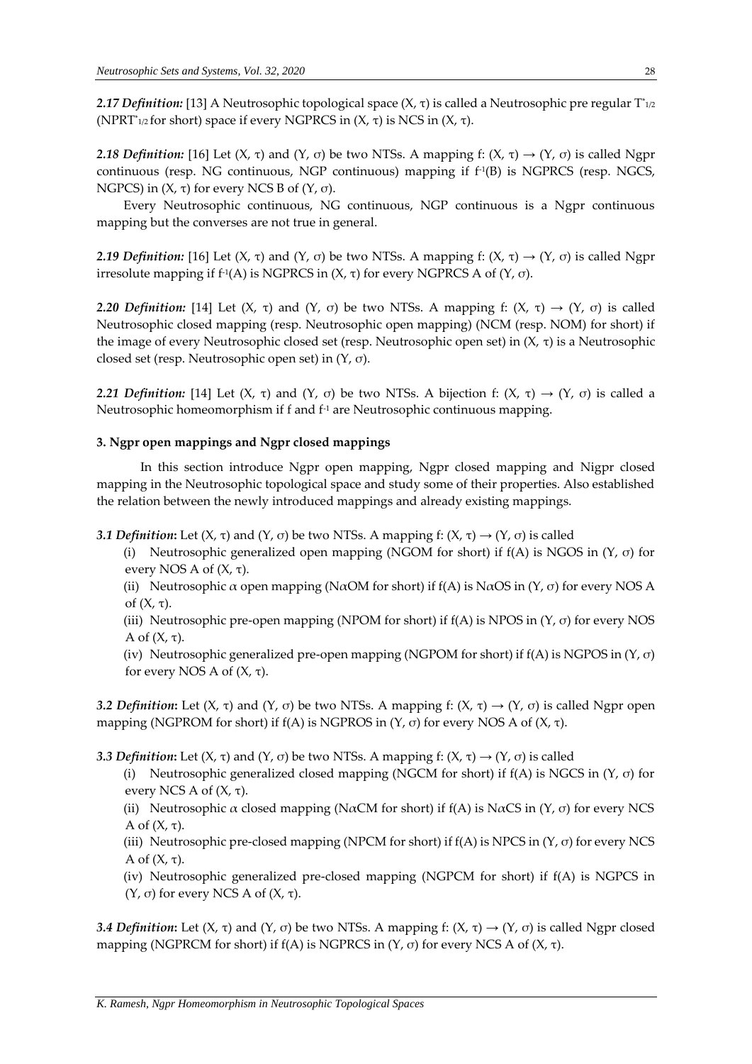***2.17 Definition:*** [13] A Neutrosophic topological space (X, τ) is called a Neutrosophic pre regular $T^*_{1/2}$ ($NPRT^*_{1/2}$ for short) space if every NGPRCS in (X, τ) is NCS in (X, τ).

***2.18 Definition:*** [16] Let (X, τ) and (Y, σ) be two NTSs. A mapping f: (X, τ) → (Y, σ) is called Ngpr continuous (resp. NG continuous, NGP continuous) mapping if $f^{-1}(B)$ is NGPRCS (resp. NGCS, NGPCS) in (X, τ) for every NCS B of (Y, σ).

Every Neutrosophic continuous, NG continuous, NGP continuous is a Ngpr continuous mapping but the converses are not true in general.

***2.19 Definition:*** [16] Let (X, τ) and (Y, σ) be two NTSs. A mapping f: (X, τ) → (Y, σ) is called Ngpr irresolute mapping if $f^{-1}(A)$ is NGPRCS in (X, τ) for every NGPRCS A of (Y, σ).

***2.20 Definition:*** [14] Let (X, τ) and (Y, σ) be two NTSs. A mapping f: (X, τ) → (Y, σ) is called Neutrosophic closed mapping (resp. Neutrosophic open mapping) (NCM (resp. NOM) for short) if the image of every Neutrosophic closed set (resp. Neutrosophic open set) in (X, τ) is a Neutrosophic closed set (resp. Neutrosophic open set) in (Y, σ).

***2.21 Definition:*** [14] Let (X, τ) and (Y, σ) be two NTSs. A bijection f: (X, τ) → (Y, σ) is called a Neutrosophic homeomorphism if f and $f^{-1}$ are Neutrosophic continuous mapping.

**3. Ngpr open mappings and Ngpr closed mappings**

In this section introduce Ngpr open mapping, Ngpr closed mapping and Nigpr closed mapping in the Neutrosophic topological space and study some of their properties. Also established the relation between the newly introduced mappings and already existing mappings.

***3.1 Definition*:** Let (X, τ) and (Y, σ) be two NTSs. A mapping f: (X, τ) → (Y, σ) is called

(i) Neutrosophic generalized open mapping (NGOM for short) if f(A) is NGOS in (Y, σ) for every NOS A of (X, τ).

(ii) Neutrosophic α open mapping (NαOM for short) if f(A) is NαOS in (Y, σ) for every NOS A of (X, τ).

(iii) Neutrosophic pre-open mapping (NPOM for short) if f(A) is NPOS in (Y, σ) for every NOS A of (X, τ).

(iv) Neutrosophic generalized pre-open mapping (NGPOM for short) if f(A) is NGPOS in (Y, σ) for every NOS A of (X, τ).

***3.2 Definition*:** Let (X, τ) and (Y, σ) be two NTSs. A mapping f: (X, τ) → (Y, σ) is called Ngpr open mapping (NGPROM for short) if f(A) is NGPROS in (Y, σ) for every NOS A of (X, τ).

***3.3 Definition*:** Let (X, τ) and (Y, σ) be two NTSs. A mapping f: (X, τ) → (Y, σ) is called

(i) Neutrosophic generalized closed mapping (NGCM for short) if f(A) is NGCS in (Y, σ) for every NCS A of (X, τ).

(ii) Neutrosophic α closed mapping (NαCM for short) if f(A) is NαCS in (Y, σ) for every NCS A of (X, τ).

(iii) Neutrosophic pre-closed mapping (NPCM for short) if f(A) is NPCS in (Y, σ) for every NCS A of (X, τ).

(iv) Neutrosophic generalized pre-closed mapping (NGPCM for short) if f(A) is NGPCS in (Y, σ) for every NCS A of (X, τ).

***3.4 Definition*:** Let (X, τ) and (Y, σ) be two NTSs. A mapping f: (X, τ) → (Y, σ) is called Ngpr closed mapping (NGPRCM for short) if f(A) is NGPRCS in (Y, σ) for every NCS A of (X, τ).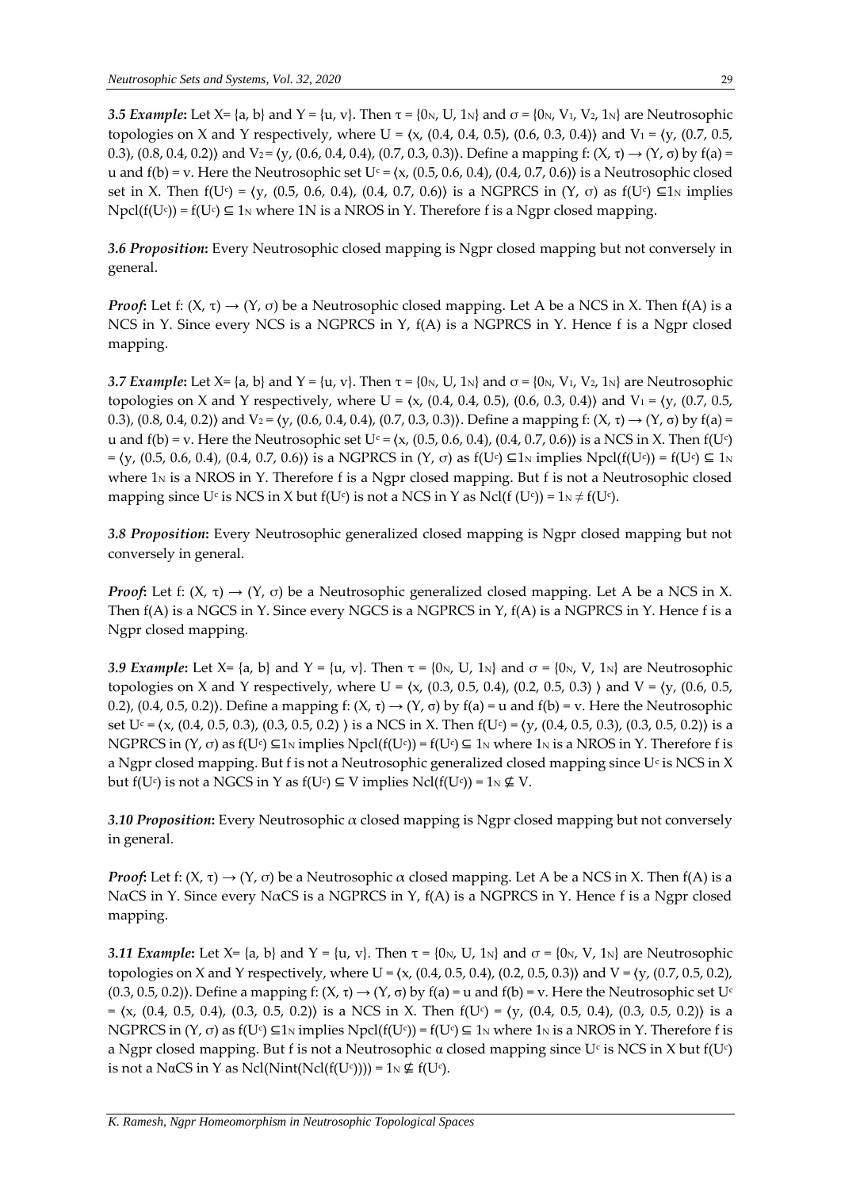***3.5 Example*:** Let X= {a, b} and Y = {u, v}. Then $\tau = \{0_N, U, 1_N\}$ and $\sigma = \{0_N, V_1, V_2, 1_N\}$ are Neutrosophic topologies on X and Y respectively, where U = ⟨x, (0.4, 0.4, 0.5), (0.6, 0.3, 0.4)⟩ and $V_1$ = ⟨y, (0.7, 0.5, 0.3), (0.8, 0.4, 0.2)⟩ and $V_2$ = ⟨y, (0.6, 0.4, 0.4), (0.7, 0.3, 0.3)⟩. Define a mapping f: (X, τ) → (Y, σ) by f(a) = u and f(b) = v. Here the Neutrosophic set $U^c$ = ⟨x, (0.5, 0.6, 0.4), (0.4, 0.7, 0.6)⟩ is a Neutrosophic closed set in X. Then $f(U^c)$ = ⟨y, (0.5, 0.6, 0.4), (0.4, 0.7, 0.6)⟩ is a NGPRCS in (Y, σ) as $f(U^c) \subseteq 1_N$ implies $Npcl(f(U^c)) = f(U^c) \subseteq 1_N$ where 1N is a NROS in Y. Therefore f is a Ngpr closed mapping.

***3.6 Proposition*:** Every Neutrosophic closed mapping is Ngpr closed mapping but not conversely in general.

***Proof*:** Let f: (X, τ) → (Y, σ) be a Neutrosophic closed mapping. Let A be a NCS in X. Then f(A) is a NCS in Y. Since every NCS is a NGPRCS in Y, f(A) is a NGPRCS in Y. Hence f is a Ngpr closed mapping.

***3.7 Example*:** Let X= {a, b} and Y = {u, v}. Then $\tau = \{0_N, U, 1_N\}$ and $\sigma = \{0_N, V_1, V_2, 1_N\}$ are Neutrosophic topologies on X and Y respectively, where U = ⟨x, (0.4, 0.4, 0.5), (0.6, 0.3, 0.4)⟩ and $V_1$ = ⟨y, (0.7, 0.5, 0.3), (0.8, 0.4, 0.2)⟩ and $V_2$ = ⟨y, (0.6, 0.4, 0.4), (0.7, 0.3, 0.3)⟩. Define a mapping f: (X, τ) → (Y, σ) by f(a) = u and f(b) = v. Here the Neutrosophic set $U^c$ = ⟨x, (0.5, 0.6, 0.4), (0.4, 0.7, 0.6)⟩ is a NCS in X. Then $f(U^c)$ = ⟨y, (0.5, 0.6, 0.4), (0.4, 0.7, 0.6)⟩ is a NGPRCS in (Y, σ) as $f(U^c) \subseteq 1_N$ implies $Npcl(f(U^c)) = f(U^c) \subseteq 1_N$ where $1_N$ is a NROS in Y. Therefore f is a Ngpr closed mapping. But f is not a Neutrosophic closed mapping since $U^c$ is NCS in X but $f(U^c)$ is not a NCS in Y as $Ncl(f(U^c)) = 1_N \neq f(U^c)$.

***3.8 Proposition*:** Every Neutrosophic generalized closed mapping is Ngpr closed mapping but not conversely in general.

***Proof*:** Let f: (X, τ) → (Y, σ) be a Neutrosophic generalized closed mapping. Let A be a NCS in X. Then f(A) is a NGCS in Y. Since every NGCS is a NGPRCS in Y, f(A) is a NGPRCS in Y. Hence f is a Ngpr closed mapping.

***3.9 Example*:** Let X= {a, b} and Y = {u, v}. Then $\tau = \{0_N, U, 1_N\}$ and $\sigma = \{0_N, V, 1_N\}$ are Neutrosophic topologies on X and Y respectively, where U = ⟨x, (0.3, 0.5, 0.4), (0.2, 0.5, 0.3) ⟩ and V = ⟨y, (0.6, 0.5, 0.2), (0.4, 0.5, 0.2)⟩. Define a mapping f: (X, τ) → (Y, σ) by f(a) = u and f(b) = v. Here the Neutrosophic set $U^c$ = ⟨x, (0.4, 0.5, 0.3), (0.3, 0.5, 0.2) ⟩ is a NCS in X. Then $f(U^c)$ = ⟨y, (0.4, 0.5, 0.3), (0.3, 0.5, 0.2)⟩ is a NGPRCS in (Y, σ) as $f(U^c) \subseteq 1_N$ implies $Npcl(f(U^c)) = f(U^c) \subseteq 1_N$ where $1_N$ is a NROS in Y. Therefore f is a Ngpr closed mapping. But f is not a Neutrosophic generalized closed mapping since $U^c$ is NCS in X but $f(U^c)$ is not a NGCS in Y as $f(U^c) \subseteq V$ implies $Ncl(f(U^c)) = 1_N \nsubseteq V$.

***3.10 Proposition*:** Every Neutrosophic α closed mapping is Ngpr closed mapping but not conversely in general.

***Proof*:** Let f: (X, τ) → (Y, σ) be a Neutrosophic α closed mapping. Let A be a NCS in X. Then f(A) is a NαCS in Y. Since every NαCS is a NGPRCS in Y, f(A) is a NGPRCS in Y. Hence f is a Ngpr closed mapping.

***3.11 Example*:** Let X= {a, b} and Y = {u, v}. Then $\tau = \{0_N, U, 1_N\}$ and $\sigma = \{0_N, V, 1_N\}$ are Neutrosophic topologies on X and Y respectively, where U = ⟨x, (0.4, 0.5, 0.4), (0.2, 0.5, 0.3)⟩ and V = ⟨y, (0.7, 0.5, 0.2), (0.3, 0.5, 0.2)⟩. Define a mapping f: (X, τ) → (Y, σ) by f(a) = u and f(b) = v. Here the Neutrosophic set $U^c$ = ⟨x, (0.4, 0.5, 0.4), (0.3, 0.5, 0.2)⟩ is a NCS in X. Then $f(U^c)$ = ⟨y, (0.4, 0.5, 0.4), (0.3, 0.5, 0.2)⟩ is a NGPRCS in (Y, σ) as $f(U^c) \subseteq 1_N$ implies $Npcl(f(U^c)) = f(U^c) \subseteq 1_N$ where $1_N$ is a NROS in Y. Therefore f is a Ngpr closed mapping. But f is not a Neutrosophic α closed mapping since $U^c$ is NCS in X but $f(U^c)$ is not a NαCS in Y as $Ncl(Nint(Ncl(f(U^c)))) = 1_N \nsubseteq f(U^c)$.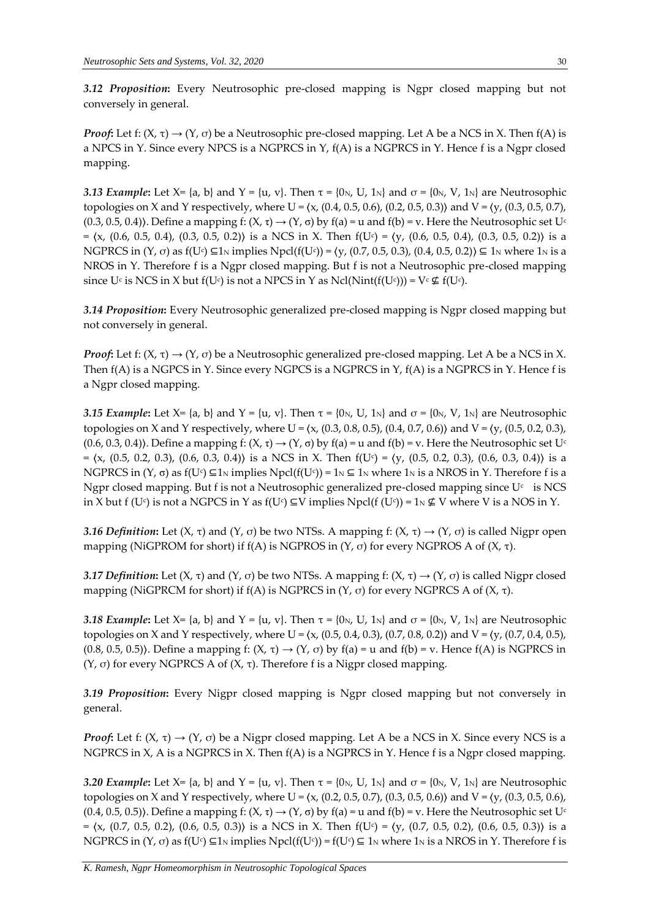***3.12 Proposition*:** Every Neutrosophic pre-closed mapping is Ngpr closed mapping but not conversely in general.

***Proof*:** Let f: (X, τ) → (Y, σ) be a Neutrosophic pre-closed mapping. Let A be a NCS in X. Then f(A) is a NPCS in Y. Since every NPCS is a NGPRCS in Y, f(A) is a NGPRCS in Y. Hence f is a Ngpr closed mapping.

***3.13 Example*:** Let X= {a, b} and Y = {u, v}. Then $\tau = \{0_N, U, 1_N\}$ and $\sigma = \{0_N, V, 1_N\}$ are Neutrosophic topologies on X and Y respectively, where U = ⟨x, (0.4, 0.5, 0.6), (0.2, 0.5, 0.3)⟩ and V = ⟨y, (0.3, 0.5, 0.7), (0.3, 0.5, 0.4)⟩. Define a mapping f: (X, τ) → (Y, σ) by f(a) = u and f(b) = v. Here the Neutrosophic set $U^c$ = ⟨x, (0.6, 0.5, 0.4), (0.3, 0.5, 0.2)⟩ is a NCS in X. Then $f(U^c)$ = ⟨y, (0.6, 0.5, 0.4), (0.3, 0.5, 0.2)⟩ is a NGPRCS in (Y, σ) as $f(U^c) \subseteq 1_N$ implies $Npcl(f(U^c))$ = ⟨y, (0.7, 0.5, 0.3), (0.4, 0.5, 0.2)⟩ $\subseteq 1_N$ where $1_N$ is a NROS in Y. Therefore f is a Ngpr closed mapping. But f is not a Neutrosophic pre-closed mapping since $U^c$ is NCS in X but $f(U^c)$ is not a NPCS in Y as $Ncl(Nint(f(U^c))) = V^c \not\subseteq f(U^c)$.

***3.14 Proposition*:** Every Neutrosophic generalized pre-closed mapping is Ngpr closed mapping but not conversely in general.

***Proof*:** Let f: (X, τ) → (Y, σ) be a Neutrosophic generalized pre-closed mapping. Let A be a NCS in X. Then f(A) is a NGPCS in Y. Since every NGPCS is a NGPRCS in Y, f(A) is a NGPRCS in Y. Hence f is a Ngpr closed mapping.

***3.15 Example*:** Let X= {a, b} and Y = {u, v}. Then $\tau = \{0_N, U, 1_N\}$ and $\sigma = \{0_N, V, 1_N\}$ are Neutrosophic topologies on X and Y respectively, where U = ⟨x, (0.3, 0.8, 0.5), (0.4, 0.7, 0.6)⟩ and V = ⟨y, (0.5, 0.2, 0.3), (0.6, 0.3, 0.4)⟩. Define a mapping f: (X, τ) → (Y, σ) by f(a) = u and f(b) = v. Here the Neutrosophic set $U^c$ = ⟨x, (0.5, 0.2, 0.3), (0.6, 0.3, 0.4)⟩ is a NCS in X. Then $f(U^c)$ = ⟨y, (0.5, 0.2, 0.3), (0.6, 0.3, 0.4)⟩ is a NGPRCS in (Y, σ) as $f(U^c) \subseteq 1_N$ implies $Npcl(f(U^c)) = 1_N \subseteq 1_N$ where $1_N$ is a NROS in Y. Therefore f is a Ngpr closed mapping. But f is not a Neutrosophic generalized pre-closed mapping since $U^c$ is NCS in X but $f(U^c)$ is not a NGPCS in Y as $f(U^c) \subseteq V$ implies $Npcl(f(U^c)) = 1_N \not\subseteq V$ where V is a NOS in Y.

***3.16 Definition*:** Let (X, τ) and (Y, σ) be two NTSs. A mapping f: (X, τ) → (Y, σ) is called Nigpr open mapping (NiGPROM for short) if f(A) is NGPROS in (Y, σ) for every NGPROS A of (X, τ).

***3.17 Definition*:** Let (X, τ) and (Y, σ) be two NTSs. A mapping f: (X, τ) → (Y, σ) is called Nigpr closed mapping (NiGPRCM for short) if f(A) is NGPRCS in (Y, σ) for every NGPRCS A of (X, τ).

***3.18 Example*:** Let X= {a, b} and Y = {u, v}. Then $\tau = \{0_N, U, 1_N\}$ and $\sigma = \{0_N, V, 1_N\}$ are Neutrosophic topologies on X and Y respectively, where U = ⟨x, (0.5, 0.4, 0.3), (0.7, 0.8, 0.2)⟩ and V = ⟨y, (0.7, 0.4, 0.5), (0.8, 0.5, 0.5)⟩. Define a mapping f: (X, τ) → (Y, σ) by f(a) = u and f(b) = v. Hence f(A) is NGPRCS in (Y, σ) for every NGPRCS A of (X, τ). Therefore f is a Nigpr closed mapping.

***3.19 Proposition*:** Every Nigpr closed mapping is Ngpr closed mapping but not conversely in general.

***Proof*:** Let f: (X, τ) → (Y, σ) be a Nigpr closed mapping. Let A be a NCS in X. Since every NCS is a NGPRCS in X, A is a NGPRCS in X. Then f(A) is a NGPRCS in Y. Hence f is a Ngpr closed mapping.

***3.20 Example*:** Let X= {a, b} and Y = {u, v}. Then $\tau = \{0_N, U, 1_N\}$ and $\sigma = \{0_N, V, 1_N\}$ are Neutrosophic topologies on X and Y respectively, where U = ⟨x, (0.2, 0.5, 0.7), (0.3, 0.5, 0.6)⟩ and V = ⟨y, (0.3, 0.5, 0.6), (0.4, 0.5, 0.5)⟩. Define a mapping f: (X, τ) → (Y, σ) by f(a) = u and f(b) = v. Here the Neutrosophic set $U^c$ = ⟨x, (0.7, 0.5, 0.2), (0.6, 0.5, 0.3)⟩ is a NCS in X. Then $f(U^c)$ = ⟨y, (0.7, 0.5, 0.2), (0.6, 0.5, 0.3)⟩ is a NGPRCS in (Y, σ) as $f(U^c) \subseteq 1_N$ implies $Npcl(f(U^c)) = f(U^c) \subseteq 1_N$ where $1_N$ is a NROS in Y. Therefore f is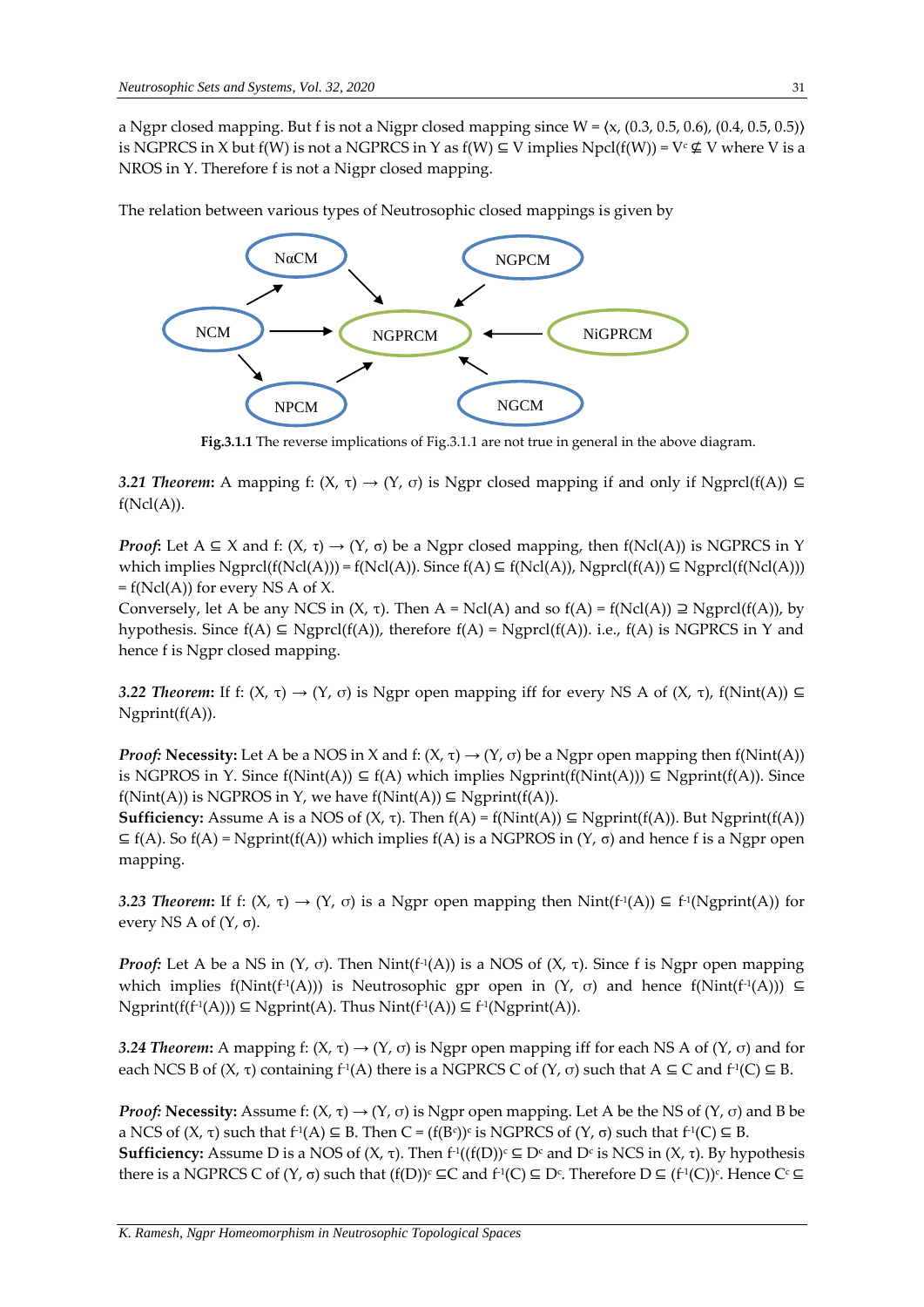a Ngpr closed mapping. But f is not a Nigpr closed mapping since W = ⟨x, (0.3, 0.5, 0.6), (0.4, 0.5, 0.5)⟩ is NGPRCS in X but f(W) is not a NGPRCS in Y as f(W) ⊆ V implies Npcl(f(W)) = $V^c \nsubseteq V$ where V is a NROS in Y. Therefore f is not a Nigpr closed mapping.

The relation between various types of Neutrosophic closed mappings is given by

NαCM → NGPRCM; NGPCM → NGPRCM; NCM → NαCM; NCM → NGPRCM; NiGPRCM → NGPRCM; NCM → NPCM; NPCM → NGPRCM; NGCM → NGPRCM

**Fig.3.1.1** The reverse implications of Fig.3.1.1 are not true in general in the above diagram.

***3.21 Theorem*:** A mapping f: (X, τ) → (Y, σ) is Ngpr closed mapping if and only if Ngprcl(f(A)) ⊆ f(Ncl(A)).

***Proof*:** Let A ⊆ X and f: (X, τ) → (Y, σ) be a Ngpr closed mapping, then f(Ncl(A)) is NGPRCS in Y which implies Ngprcl(f(Ncl(A))) = f(Ncl(A)). Since f(A) ⊆ f(Ncl(A)), Ngprcl(f(A)) ⊆ Ngprcl(f(Ncl(A))) = f(Ncl(A)) for every NS A of X.
Conversely, let A be any NCS in (X, τ). Then A = Ncl(A) and so f(A) = f(Ncl(A)) ⊇ Ngprcl(f(A)), by hypothesis. Since f(A) ⊆ Ngprcl(f(A)), therefore f(A) = Ngprcl(f(A)). i.e., f(A) is NGPRCS in Y and hence f is Ngpr closed mapping.

***3.22 Theorem*:** If f: (X, τ) → (Y, σ) is Ngpr open mapping iff for every NS A of (X, τ), f(Nint(A)) ⊆ Ngprint(f(A)).

***Proof*:** **Necessity:** Let A be a NOS in X and f: (X, τ) → (Y, σ) be a Ngpr open mapping then f(Nint(A)) is NGPROS in Y. Since f(Nint(A)) ⊆ f(A) which implies Ngprint(f(Nint(A))) ⊆ Ngprint(f(A)). Since f(Nint(A)) is NGPROS in Y, we have f(Nint(A)) ⊆ Ngprint(f(A)).
**Sufficiency:** Assume A is a NOS of (X, τ). Then f(A) = f(Nint(A)) ⊆ Ngprint(f(A)). But Ngprint(f(A)) ⊆ f(A). So f(A) = Ngprint(f(A)) which implies f(A) is a NGPROS in (Y, σ) and hence f is a Ngpr open mapping.

***3.23 Theorem*:** If f: (X, τ) → (Y, σ) is a Ngpr open mapping then Nint($f^{-1}$(A)) ⊆ $f^{-1}$(Ngprint(A)) for every NS A of (Y, σ).

***Proof*:** Let A be a NS in (Y, σ). Then Nint($f^{-1}$(A)) is a NOS of (X, τ). Since f is Ngpr open mapping which implies f(Nint($f^{-1}$(A))) is Neutrosophic gpr open in (Y, σ) and hence f(Nint($f^{-1}$(A))) ⊆ Ngprint(f($f^{-1}$(A))) ⊆ Ngprint(A). Thus Nint($f^{-1}$(A)) ⊆ $f^{-1}$(Ngprint(A)).

***3.24 Theorem*:** A mapping f: (X, τ) → (Y, σ) is Ngpr open mapping iff for each NS A of (Y, σ) and for each NCS B of (X, τ) containing $f^{-1}$(A) there is a NGPRCS C of (Y, σ) such that A ⊆ C and $f^{-1}$(C) ⊆ B.

***Proof*:** **Necessity:** Assume f: (X, τ) → (Y, σ) is Ngpr open mapping. Let A be the NS of (Y, σ) and B be a NCS of (X, τ) such that $f^{-1}$(A) ⊆ B. Then C = $(f(B^c))^c$ is NGPRCS of (Y, σ) such that $f^{-1}$(C) ⊆ B.
**Sufficiency:** Assume D is a NOS of (X, τ). Then $f^{-1}((f(D))^c) \subseteq D^c$ and $D^c$ is NCS in (X, τ). By hypothesis there is a NGPRCS C of (Y, σ) such that $(f(D))^c \subseteq C$ and $f^{-1}(C) \subseteq D^c$. Therefore D ⊆ $(f^{-1}(C))^c$. Hence $C^c \subseteq$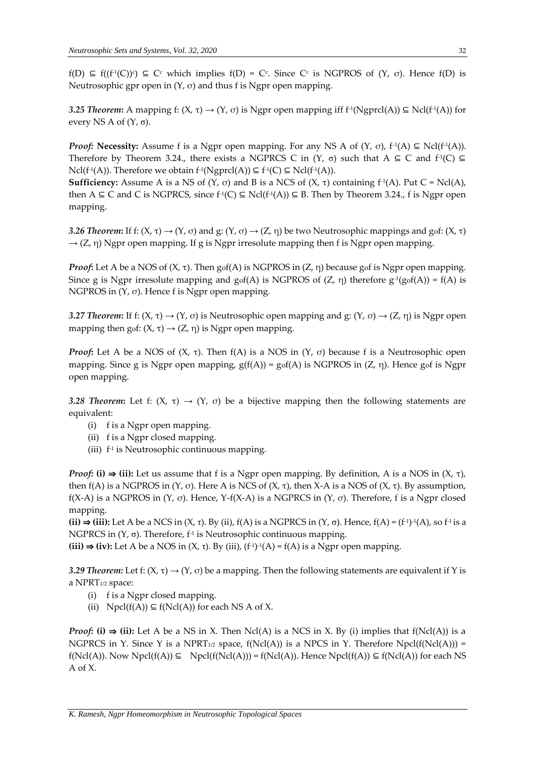$f(D) \subseteq f((f^{-1}(C))^c) \subseteq C^c$ which implies $f(D) = C^c$. Since $C^c$ is NGPROS of $(Y, \sigma)$. Hence $f(D)$ is Neutrosophic gpr open in $(Y, \sigma)$ and thus f is Ngpr open mapping.

***3.25 Theorem*:** A mapping $f: (X, \tau) \rightarrow (Y, \sigma)$ is Ngpr open mapping iff $f^{-1}(Ngprcl(A)) \subseteq Ncl(f^{-1}(A))$ for every NS A of $(Y, \sigma)$.

***Proof:*** **Necessity:** Assume f is a Ngpr open mapping. For any NS A of $(Y, \sigma)$, $f^{-1}(A) \subseteq Ncl(f^{-1}(A))$. Therefore by Theorem 3.24., there exists a NGPRCS C in $(Y, \sigma)$ such that $A \subseteq C$ and $f^{-1}(C) \subseteq Ncl(f^{-1}(A))$. Therefore we obtain $f^{-1}(Ngprcl(A)) \subseteq f^{-1}(C) \subseteq Ncl(f^{-1}(A))$.

**Sufficiency:** Assume A is a NS of $(Y, \sigma)$ and B is a NCS of $(X, \tau)$ containing $f^{-1}(A)$. Put $C = Ncl(A)$, then $A \subseteq C$ and C is NGPRCS, since $f^{-1}(C) \subseteq Ncl(f^{-1}(A)) \subseteq B$. Then by Theorem 3.24., f is Ngpr open mapping.

***3.26 Theorem*:** If $f: (X, \tau) \rightarrow (Y, \sigma)$ and $g: (Y, \sigma) \rightarrow (Z, \eta)$ be two Neutrosophic mappings and $g \circ f: (X, \tau) \rightarrow (Z, \eta)$ Ngpr open mapping. If g is Ngpr irresolute mapping then f is Ngpr open mapping.

***Proof*:** Let A be a NOS of $(X, \tau)$. Then $g \circ f(A)$ is NGPROS in $(Z, \eta)$ because $g \circ f$ is Ngpr open mapping. Since g is Ngpr irresolute mapping and $g \circ f(A)$ is NGPROS of $(Z, \eta)$ therefore $g^{-1}(g \circ f(A)) = f(A)$ is NGPROS in $(Y, \sigma)$. Hence f is Ngpr open mapping.

***3.27 Theorem*:** If $f: (X, \tau) \rightarrow (Y, \sigma)$ is Neutrosophic open mapping and $g: (Y, \sigma) \rightarrow (Z, \eta)$ is Ngpr open mapping then $g \circ f: (X, \tau) \rightarrow (Z, \eta)$ is Ngpr open mapping.

***Proof*:** Let A be a NOS of $(X, \tau)$. Then $f(A)$ is a NOS in $(Y, \sigma)$ because f is a Neutrosophic open mapping. Since g is Ngpr open mapping, $g(f(A)) = g \circ f(A)$ is NGPROS in $(Z, \eta)$. Hence $g \circ f$ is Ngpr open mapping.

***3.28 Theorem*:** Let $f: (X, \tau) \rightarrow (Y, \sigma)$ be a bijective mapping then the following statements are equivalent:

(i) f is a Ngpr open mapping.
(ii) f is a Ngpr closed mapping.
(iii) $f^{-1}$ is Neutrosophic continuous mapping.

***Proof:*** **(i) ⇒ (ii):** Let us assume that f is a Ngpr open mapping. By definition, A is a NOS in $(X, \tau)$, then $f(A)$ is a NGPROS in $(Y, \sigma)$. Here A is NCS of $(X, \tau)$, then X-A is a NOS of $(X, \tau)$. By assumption, $f(X\text{-}A)$ is a NGPROS in $(Y, \sigma)$. Hence, $Y\text{-}f(X\text{-}A)$ is a NGPRCS in $(Y, \sigma)$. Therefore, f is a Ngpr closed mapping.

**(ii) ⇒ (iii):** Let A be a NCS in $(X, \tau)$. By (ii), $f(A)$ is a NGPRCS in $(Y, \sigma)$. Hence, $f(A) = (f^{-1})^{-1}(A)$, so $f^{-1}$ is a NGPRCS in $(Y, \sigma)$. Therefore, $f^{-1}$ is Neutrosophic continuous mapping.

**(iii) ⇒ (iv):** Let A be a NOS in $(X, \tau)$. By (iii), $(f^{-1})^{-1}(A) = f(A)$ is a Ngpr open mapping.

***3.29 Theorem:*** Let $f: (X, \tau) \rightarrow (Y, \sigma)$ be a mapping. Then the following statements are equivalent if Y is a $NPRT_{1/2}$ space:

(i) f is a Ngpr closed mapping.
(ii) $Npcl(f(A)) \subseteq f(Ncl(A))$ for each NS A of X.

***Proof:*** **(i) ⇒ (ii):** Let A be a NS in X. Then $Ncl(A)$ is a NCS in X. By (i) implies that $f(Ncl(A))$ is a NGPRCS in Y. Since Y is a $NPRT_{1/2}$ space, $f(Ncl(A))$ is a NPCS in Y. Therefore $Npcl(f(Ncl(A))) = f(Ncl(A))$. Now $Npcl(f(A)) \subseteq Npcl(f(Ncl(A))) = f(Ncl(A))$. Hence $Npcl(f(A)) \subseteq f(Ncl(A))$ for each NS A of X.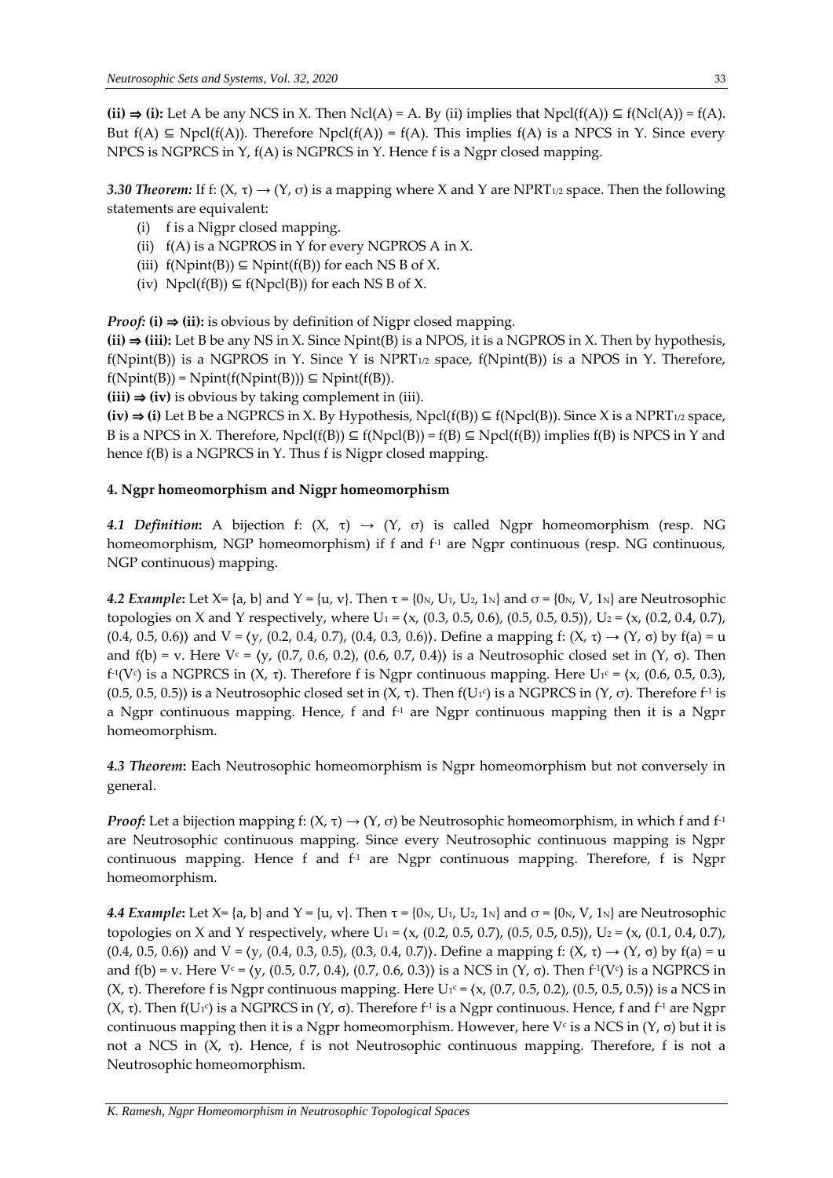**(ii) ⇒ (i):** Let A be any NCS in X. Then Ncl(A) = A. By (ii) implies that Npcl(f(A)) ⊆ f(Ncl(A)) = f(A). But f(A) ⊆ Npcl(f(A)). Therefore Npcl(f(A)) = f(A). This implies f(A) is a NPCS in Y. Since every NPCS is NGPRCS in Y, f(A) is NGPRCS in Y. Hence f is a Ngpr closed mapping.

***3.30 Theorem:*** If f: (X, τ) → (Y, σ) is a mapping where X and Y are $NPRT_{1/2}$ space. Then the following statements are equivalent:

(i) f is a Nigpr closed mapping.
(ii) f(A) is a NGPROS in Y for every NGPROS A in X.
(iii) f(Npint(B)) ⊆ Npint(f(B)) for each NS B of X.
(iv) Npcl(f(B)) ⊆ f(Npcl(B)) for each NS B of X.

***Proof:*** **(i) ⇒ (ii):** is obvious by definition of Nigpr closed mapping.

**(ii) ⇒ (iii):** Let B be any NS in X. Since Npint(B) is a NPOS, it is a NGPROS in X. Then by hypothesis, f(Npint(B)) is a NGPROS in Y. Since Y is $NPRT_{1/2}$ space, f(Npint(B)) is a NPOS in Y. Therefore, f(Npint(B)) = Npint(f(Npint(B))) ⊆ Npint(f(B)).

**(iii) ⇒ (iv)** is obvious by taking complement in (iii).

**(iv) ⇒ (i)** Let B be a NGPRCS in X. By Hypothesis, Npcl(f(B)) ⊆ f(Npcl(B)). Since X is a $NPRT_{1/2}$ space, B is a NPCS in X. Therefore, Npcl(f(B)) ⊆ f(Npcl(B)) = f(B) ⊆ Npcl(f(B)) implies f(B) is NPCS in Y and hence f(B) is a NGPRCS in Y. Thus f is Nigpr closed mapping.

## 4. Ngpr homeomorphism and Nigpr homeomorphism

***4.1 Definition*:** A bijection f: (X, τ) → (Y, σ) is called Ngpr homeomorphism (resp. NG homeomorphism, NGP homeomorphism) if f and $f^{-1}$ are Ngpr continuous (resp. NG continuous, NGP continuous) mapping.

***4.2 Example*:** Let X= {a, b} and Y = {u, v}. Then τ = {$0_N$, $U_1$, $U_2$, $1_N$} and σ = {$0_N$, V, $1_N$} are Neutrosophic topologies on X and Y respectively, where $U_1$ = ⟨x, (0.3, 0.5, 0.6), (0.5, 0.5, 0.5)⟩, $U_2$ = ⟨x, (0.2, 0.4, 0.7), (0.4, 0.5, 0.6)⟩ and V = ⟨y, (0.2, 0.4, 0.7), (0.4, 0.3, 0.6)⟩. Define a mapping f: (X, τ) → (Y, σ) by f(a) = u and f(b) = v. Here $V^c$ = ⟨y, (0.7, 0.6, 0.2), (0.6, 0.7, 0.4)⟩ is a Neutrosophic closed set in (Y, σ). Then $f^{-1}(V^c)$ is a NGPRCS in (X, τ). Therefore f is Ngpr continuous mapping. Here $U_1^c$ = ⟨x, (0.6, 0.5, 0.3), (0.5, 0.5, 0.5)⟩ is a Neutrosophic closed set in (X, τ). Then $f(U_1^c)$ is a NGPRCS in (Y, σ). Therefore $f^{-1}$ is a Ngpr continuous mapping. Hence, f and $f^{-1}$ are Ngpr continuous mapping then it is a Ngpr homeomorphism.

***4.3 Theorem*:** Each Neutrosophic homeomorphism is Ngpr homeomorphism but not conversely in general.

***Proof:*** Let a bijection mapping f: (X, τ) → (Y, σ) be Neutrosophic homeomorphism, in which f and $f^{-1}$ are Neutrosophic continuous mapping. Since every Neutrosophic continuous mapping is Ngpr continuous mapping. Hence f and $f^{-1}$ are Ngpr continuous mapping. Therefore, f is Ngpr homeomorphism.

***4.4 Example*:** Let X= {a, b} and Y = {u, v}. Then τ = {$0_N$, $U_1$, $U_2$, $1_N$} and σ = {$0_N$, V, $1_N$} are Neutrosophic topologies on X and Y respectively, where $U_1$ = ⟨x, (0.2, 0.5, 0.7), (0.5, 0.5, 0.5)⟩, $U_2$ = ⟨x, (0.1, 0.4, 0.7), (0.4, 0.5, 0.6)⟩ and V = ⟨y, (0.4, 0.3, 0.5), (0.3, 0.4, 0.7)⟩. Define a mapping f: (X, τ) → (Y, σ) by f(a) = u and f(b) = v. Here $V^c$ = ⟨y, (0.5, 0.7, 0.4), (0.7, 0.6, 0.3)⟩ is a NCS in (Y, σ). Then $f^{-1}(V^c)$ is a NGPRCS in (X, τ). Therefore f is Ngpr continuous mapping. Here $U_1^c$ = ⟨x, (0.7, 0.5, 0.2), (0.5, 0.5, 0.5)⟩ is a NCS in (X, τ). Then $f(U_1^c)$ is a NGPRCS in (Y, σ). Therefore $f^{-1}$ is a Ngpr continuous. Hence, f and $f^{-1}$ are Ngpr continuous mapping then it is a Ngpr homeomorphism. However, here $V^c$ is a NCS in (Y, σ) but it is not a NCS in (X, τ). Hence, f is not Neutrosophic continuous mapping. Therefore, f is not a Neutrosophic homeomorphism.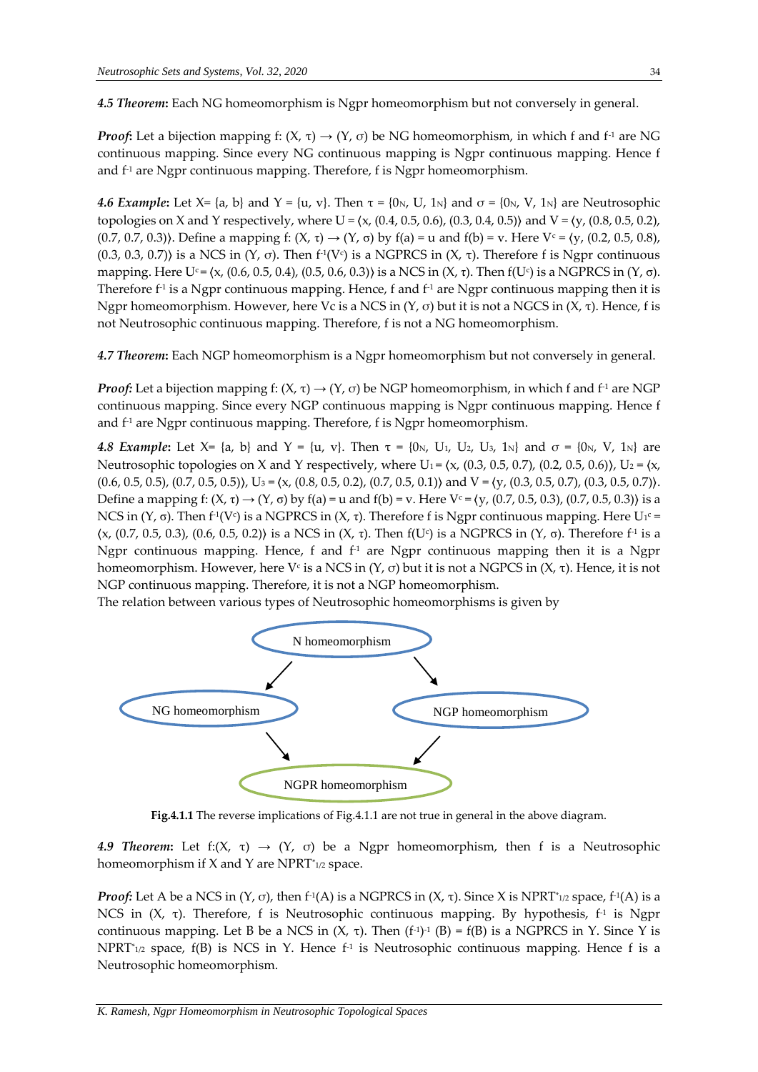**4.5 Theorem:** Each NG homeomorphism is Ngpr homeomorphism but not conversely in general.

***Proof:*** Let a bijection mapping f: (X, τ) → (Y, σ) be NG homeomorphism, in which f and $f^{-1}$ are NG continuous mapping. Since every NG continuous mapping is Ngpr continuous mapping. Hence f and $f^{-1}$ are Ngpr continuous mapping. Therefore, f is Ngpr homeomorphism.

***4.6 Example:*** Let X= {a, b} and Y = {u, v}. Then τ = {$0_N$, U, $1_N$} and σ = {$0_N$, V, $1_N$} are Neutrosophic topologies on X and Y respectively, where U = ⟨x, (0.4, 0.5, 0.6), (0.3, 0.4, 0.5)⟩ and V = ⟨y, (0.8, 0.5, 0.2), (0.7, 0.7, 0.3)⟩. Define a mapping f: (X, τ) → (Y, σ) by f(a) = u and f(b) = v. Here $V^c$ = ⟨y, (0.2, 0.5, 0.8), (0.3, 0.3, 0.7)⟩ is a NCS in (Y, σ). Then $f^{-1}(V^c)$ is a NGPRCS in (X, τ). Therefore f is Ngpr continuous mapping. Here $U^c$ = ⟨x, (0.6, 0.5, 0.4), (0.5, 0.6, 0.3)⟩ is a NCS in (X, τ). Then $f(U^c)$ is a NGPRCS in (Y, σ). Therefore $f^{-1}$ is a Ngpr continuous mapping. Hence, f and $f^{-1}$ are Ngpr continuous mapping then it is Ngpr homeomorphism. However, here Vc is a NCS in (Y, σ) but it is not a NGCS in (X, τ). Hence, f is not Neutrosophic continuous mapping. Therefore, f is not a NG homeomorphism.

**4.7 Theorem:** Each NGP homeomorphism is a Ngpr homeomorphism but not conversely in general.

***Proof:*** Let a bijection mapping f: (X, τ) → (Y, σ) be NGP homeomorphism, in which f and $f^{-1}$ are NGP continuous mapping. Since every NGP continuous mapping is Ngpr continuous mapping. Hence f and $f^{-1}$ are Ngpr continuous mapping. Therefore, f is Ngpr homeomorphism.

***4.8 Example:*** Let X= {a, b} and Y = {u, v}. Then τ = {$0_N$, $U_1$, $U_2$, $U_3$, $1_N$} and σ = {$0_N$, V, $1_N$} are Neutrosophic topologies on X and Y respectively, where $U_1$ = ⟨x, (0.3, 0.5, 0.7), (0.2, 0.5, 0.6)⟩, $U_2$ = ⟨x, (0.6, 0.5, 0.5), (0.7, 0.5, 0.5)⟩, $U_3$ = ⟨x, (0.8, 0.5, 0.2), (0.7, 0.5, 0.1)⟩ and V = ⟨y, (0.3, 0.5, 0.7), (0.3, 0.5, 0.7)⟩. Define a mapping f: (X, τ) → (Y, σ) by f(a) = u and f(b) = v. Here $V^c$ = ⟨y, (0.7, 0.5, 0.3), (0.7, 0.5, 0.3)⟩ is a NCS in (Y, σ). Then $f^{-1}(V^c)$ is a NGPRCS in (X, τ). Therefore f is Ngpr continuous mapping. Here $U_1^c$ = ⟨x, (0.7, 0.5, 0.3), (0.6, 0.5, 0.2)⟩ is a NCS in (X, τ). Then $f(U^c)$ is a NGPRCS in (Y, σ). Therefore $f^{-1}$ is a Ngpr continuous mapping. Hence, f and $f^{-1}$ are Ngpr continuous mapping then it is a Ngpr homeomorphism. However, here $V^c$ is a NCS in (Y, σ) but it is not a NGPCS in (X, τ). Hence, it is not NGP continuous mapping. Therefore, it is not a NGP homeomorphism.

The relation between various types of Neutrosophic homeomorphisms is given by

N homeomorphism → NG homeomorphism
N homeomorphism → NGP homeomorphism
NG homeomorphism → NGPR homeomorphism
NGP homeomorphism → NGPR homeomorphism

**Fig.4.1.1** The reverse implications of Fig.4.1.1 are not true in general in the above diagram.

***4.9 Theorem:*** Let f:(X, τ) → (Y, σ) be a Ngpr homeomorphism, then f is a Neutrosophic homeomorphism if X and Y are $NPRT^*_{1/2}$ space.

***Proof:*** Let A be a NCS in (Y, σ), then $f^{-1}(A)$ is a NGPRCS in (X, τ). Since X is $NPRT^*_{1/2}$ space, $f^{-1}(A)$ is a NCS in (X, τ). Therefore, f is Neutrosophic continuous mapping. By hypothesis, $f^{-1}$ is Ngpr continuous mapping. Let B be a NCS in (X, τ). Then $(f^{-1})^{-1}(B) = f(B)$ is a NGPRCS in Y. Since Y is $NPRT^*_{1/2}$ space, f(B) is NCS in Y. Hence $f^{-1}$ is Neutrosophic continuous mapping. Hence f is a Neutrosophic homeomorphism.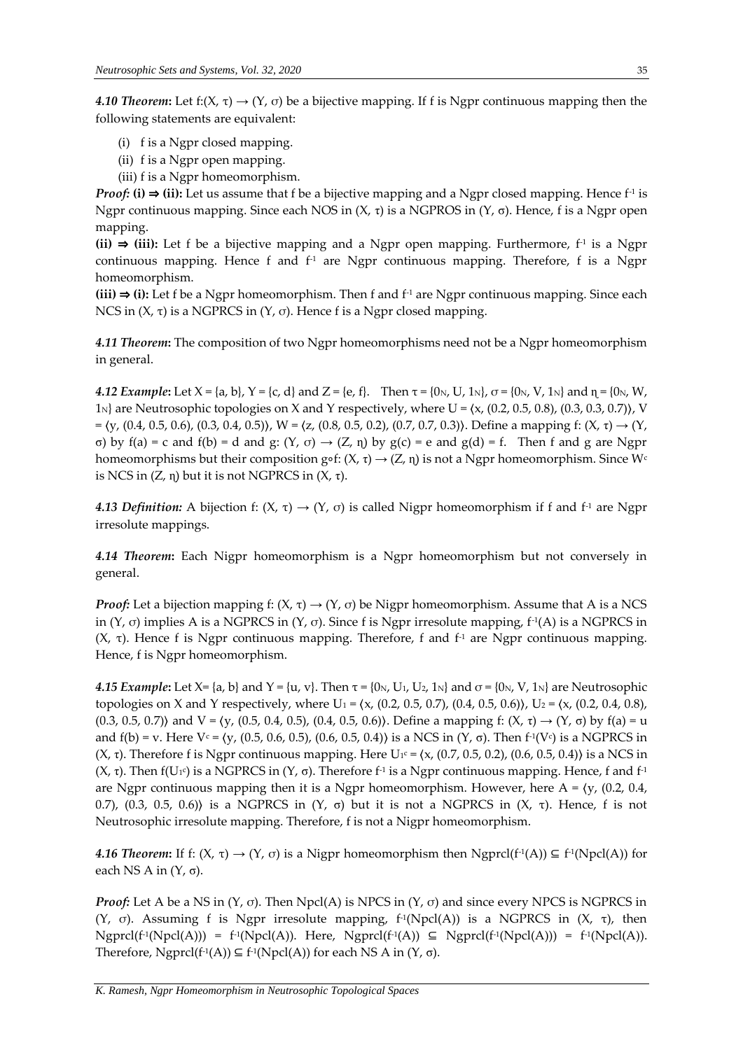***4.10 Theorem*:** Let $f:(X, \tau) \rightarrow (Y, \sigma)$ be a bijective mapping. If f is Ngpr continuous mapping then the following statements are equivalent:

(i) f is a Ngpr closed mapping.

(ii) f is a Ngpr open mapping.

(iii) f is a Ngpr homeomorphism.

***Proof*:** **(i) ⇒ (ii):** Let us assume that f be a bijective mapping and a Ngpr closed mapping. Hence $f^{-1}$ is Ngpr continuous mapping. Since each NOS in $(X, \tau)$ is a NGPROS in $(Y, \sigma)$. Hence, f is a Ngpr open mapping.

**(ii) ⇒ (iii):** Let f be a bijective mapping and a Ngpr open mapping. Furthermore, $f^{-1}$ is a Ngpr continuous mapping. Hence f and $f^{-1}$ are Ngpr continuous mapping. Therefore, f is a Ngpr homeomorphism.

**(iii) ⇒ (i):** Let f be a Ngpr homeomorphism. Then f and $f^{-1}$ are Ngpr continuous mapping. Since each NCS in $(X, \tau)$ is a NGPRCS in $(Y, \sigma)$. Hence f is a Ngpr closed mapping.

***4.11 Theorem*:** The composition of two Ngpr homeomorphisms need not be a Ngpr homeomorphism in general.

***4.12 Example*:** Let X = {a, b}, Y = {c, d} and Z = {e, f}. Then $\tau = \{0_N, U, 1_N\}$, $\sigma = \{0_N, V, 1_N\}$ and $\eta = \{0_N, W, 1_N\}$ are Neutrosophic topologies on X and Y respectively, where U = ⟨x, (0.2, 0.5, 0.8), (0.3, 0.3, 0.7)⟩, V = ⟨y, (0.4, 0.5, 0.6), (0.3, 0.4, 0.5)⟩, W = ⟨z, (0.8, 0.5, 0.2), (0.7, 0.7, 0.3)⟩. Define a mapping $f: (X, \tau) \rightarrow (Y, \sigma)$ by f(a) = c and f(b) = d and $g: (Y, \sigma) \rightarrow (Z, \eta)$ by g(c) = e and g(d) = f. Then f and g are Ngpr homeomorphisms but their composition $g \circ f: (X, \tau) \rightarrow (Z, \eta)$ is not a Ngpr homeomorphism. Since $W^c$ is NCS in $(Z, \eta)$ but it is not NGPRCS in $(X, \tau)$.

***4.13 Definition:*** A bijection $f: (X, \tau) \rightarrow (Y, \sigma)$ is called Nigpr homeomorphism if f and $f^{-1}$ are Ngpr irresolute mappings.

***4.14 Theorem*:** Each Nigpr homeomorphism is a Ngpr homeomorphism but not conversely in general.

***Proof:*** Let a bijection mapping $f: (X, \tau) \rightarrow (Y, \sigma)$ be Nigpr homeomorphism. Assume that A is a NCS in $(Y, \sigma)$ implies A is a NGPRCS in $(Y, \sigma)$. Since f is Ngpr irresolute mapping, $f^{-1}(A)$ is a NGPRCS in $(X, \tau)$. Hence f is Ngpr continuous mapping. Therefore, f and $f^{-1}$ are Ngpr continuous mapping. Hence, f is Ngpr homeomorphism.

***4.15 Example*:** Let X= {a, b} and Y = {u, v}. Then $\tau = \{0_N, U_1, U_2, 1_N\}$ and $\sigma = \{0_N, V, 1_N\}$ are Neutrosophic topologies on X and Y respectively, where $U_1$ = ⟨x, (0.2, 0.5, 0.7), (0.4, 0.5, 0.6)⟩, $U_2$ = ⟨x, (0.2, 0.4, 0.8), (0.3, 0.5, 0.7)⟩ and V = ⟨y, (0.5, 0.4, 0.5), (0.4, 0.5, 0.6)⟩. Define a mapping $f: (X, \tau) \rightarrow (Y, \sigma)$ by f(a) = u and f(b) = v. Here $V^c$ = ⟨y, (0.5, 0.6, 0.5), (0.6, 0.5, 0.4)⟩ is a NCS in $(Y, \sigma)$. Then $f^{-1}(V^c)$ is a NGPRCS in $(X, \tau)$. Therefore f is Ngpr continuous mapping. Here $U_1^c$ = ⟨x, (0.7, 0.5, 0.2), (0.6, 0.5, 0.4)⟩ is a NCS in $(X, \tau)$. Then $f(U_1^c)$ is a NGPRCS in $(Y, \sigma)$. Therefore $f^{-1}$ is a Ngpr continuous mapping. Hence, f and $f^{-1}$ are Ngpr continuous mapping then it is a Ngpr homeomorphism. However, here A = ⟨y, (0.2, 0.4, 0.7), (0.3, 0.5, 0.6)⟩ is a NGPRCS in $(Y, \sigma)$ but it is not a NGPRCS in $(X, \tau)$. Hence, f is not Neutrosophic irresolute mapping. Therefore, f is not a Nigpr homeomorphism.

***4.16 Theorem*:** If $f: (X, \tau) \rightarrow (Y, \sigma)$ is a Nigpr homeomorphism then $\text{Ngprcl}(f^{-1}(A)) \subseteq f^{-1}(\text{Npcl}(A))$ for each NS A in $(Y, \sigma)$.

***Proof:*** Let A be a NS in $(Y, \sigma)$. Then Npcl(A) is NPCS in $(Y, \sigma)$ and since every NPCS is NGPRCS in $(Y, \sigma)$. Assuming f is Ngpr irresolute mapping, $f^{-1}(\text{Npcl}(A))$ is a NGPRCS in $(X, \tau)$, then $\text{Ngprcl}(f^{-1}(\text{Npcl}(A))) = f^{-1}(\text{Npcl}(A))$. Here, $\text{Ngprcl}(f^{-1}(A)) \subseteq \text{Ngprcl}(f^{-1}(\text{Npcl}(A))) = f^{-1}(\text{Npcl}(A))$. Therefore, $\text{Ngprcl}(f^{-1}(A)) \subseteq f^{-1}(\text{Npcl}(A))$ for each NS A in $(Y, \sigma)$.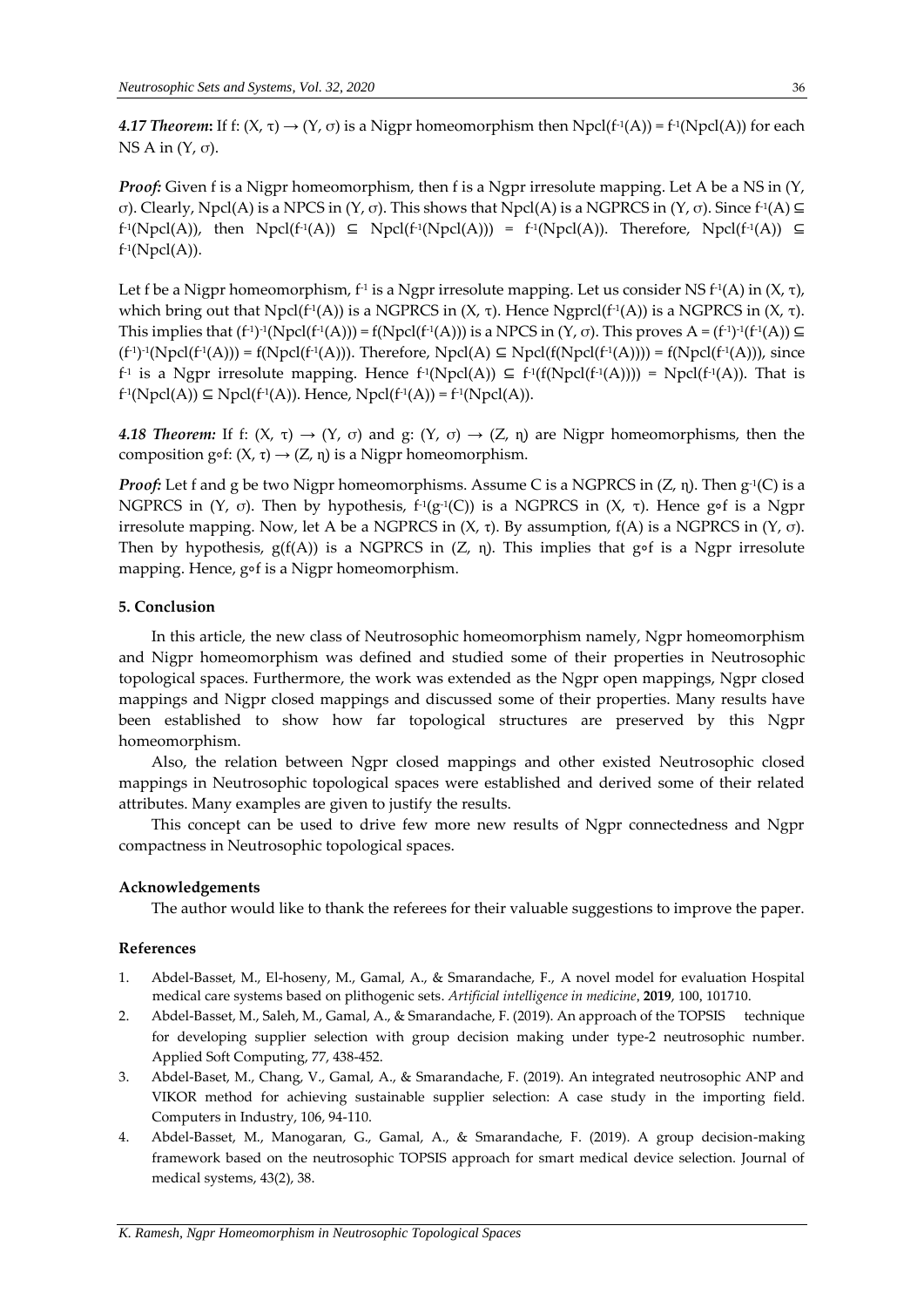***4.17 Theorem:*** If f: (X, τ) → (Y, σ) is a Nigpr homeomorphism then $Npcl(f^{-1}(A)) = f^{-1}(Npcl(A))$ for each NS A in (Y, σ).

***Proof:*** Given f is a Nigpr homeomorphism, then f is a Ngpr irresolute mapping. Let A be a NS in (Y, σ). Clearly, Npcl(A) is a NPCS in (Y, σ). This shows that Npcl(A) is a NGPRCS in (Y, σ). Since $f^{-1}(A) \subseteq f^{-1}(Npcl(A))$, then $Npcl(f^{-1}(A)) \subseteq Npcl(f^{-1}(Npcl(A))) = f^{-1}(Npcl(A))$. Therefore, $Npcl(f^{-1}(A)) \subseteq f^{-1}(Npcl(A))$.

Let f be a Nigpr homeomorphism, $f^{-1}$ is a Ngpr irresolute mapping. Let us consider NS $f^{-1}(A)$ in (X, τ), which bring out that $Npcl(f^{-1}(A))$ is a NGPRCS in (X, τ). Hence $Ngprcl(f^{-1}(A))$ is a NGPRCS in (X, τ). This implies that $(f^{-1})^{-1}(Npcl(f^{-1}(A))) = f(Npcl(f^{-1}(A)))$ is a NPCS in (Y, σ). This proves $A = (f^{-1})^{-1}(f^{-1}(A)) \subseteq (f^{-1})^{-1}(Npcl(f^{-1}(A))) = f(Npcl(f^{-1}(A)))$. Therefore, $Npcl(A) \subseteq Npcl(f(Npcl(f^{-1}(A)))) = f(Npcl(f^{-1}(A)))$, since $f^{-1}$ is a Ngpr irresolute mapping. Hence $f^{-1}(Npcl(A)) \subseteq f^{-1}(f(Npcl(f^{-1}(A)))) = Npcl(f^{-1}(A))$. That is $f^{-1}(Npcl(A)) \subseteq Npcl(f^{-1}(A))$. Hence, $Npcl(f^{-1}(A)) = f^{-1}(Npcl(A))$.

***4.18 Theorem:*** If f: (X, τ) → (Y, σ) and g: (Y, σ) → (Z, η) are Nigpr homeomorphisms, then the composition g∘f: (X, τ) → (Z, η) is a Nigpr homeomorphism.

***Proof:*** Let f and g be two Nigpr homeomorphisms. Assume C is a NGPRCS in (Z, η). Then $g^{-1}(C)$ is a NGPRCS in (Y, σ). Then by hypothesis, $f^{-1}(g^{-1}(C))$ is a NGPRCS in (X, τ). Hence g∘f is a Ngpr irresolute mapping. Now, let A be a NGPRCS in (X, τ). By assumption, f(A) is a NGPRCS in (Y, σ). Then by hypothesis, g(f(A)) is a NGPRCS in (Z, η). This implies that g∘f is a Ngpr irresolute mapping. Hence, g∘f is a Nigpr homeomorphism.

## 5. Conclusion

In this article, the new class of Neutrosophic homeomorphism namely, Ngpr homeomorphism and Nigpr homeomorphism was defined and studied some of their properties in Neutrosophic topological spaces. Furthermore, the work was extended as the Ngpr open mappings, Ngpr closed mappings and Nigpr closed mappings and discussed some of their properties. Many results have been established to show how far topological structures are preserved by this Ngpr homeomorphism.

Also, the relation between Ngpr closed mappings and other existed Neutrosophic closed mappings in Neutrosophic topological spaces were established and derived some of their related attributes. Many examples are given to justify the results.

This concept can be used to drive few more new results of Ngpr connectedness and Ngpr compactness in Neutrosophic topological spaces.

### Acknowledgements

The author would like to thank the referees for their valuable suggestions to improve the paper.

### References

1. Abdel-Basset, M., El-hoseny, M., Gamal, A., & Smarandache, F., A novel model for evaluation Hospital medical care systems based on plithogenic sets. *Artificial intelligence in medicine*, **2019**, 100, 101710.
2. Abdel-Basset, M., Saleh, M., Gamal, A., & Smarandache, F. (2019). An approach of the TOPSIS technique for developing supplier selection with group decision making under type-2 neutrosophic number. Applied Soft Computing, 77, 438-452.
3. Abdel-Baset, M., Chang, V., Gamal, A., & Smarandache, F. (2019). An integrated neutrosophic ANP and VIKOR method for achieving sustainable supplier selection: A case study in the importing field. Computers in Industry, 106, 94-110.
4. Abdel-Basset, M., Manogaran, G., Gamal, A., & Smarandache, F. (2019). A group decision-making framework based on the neutrosophic TOPSIS approach for smart medical device selection. Journal of medical systems, 43(2), 38.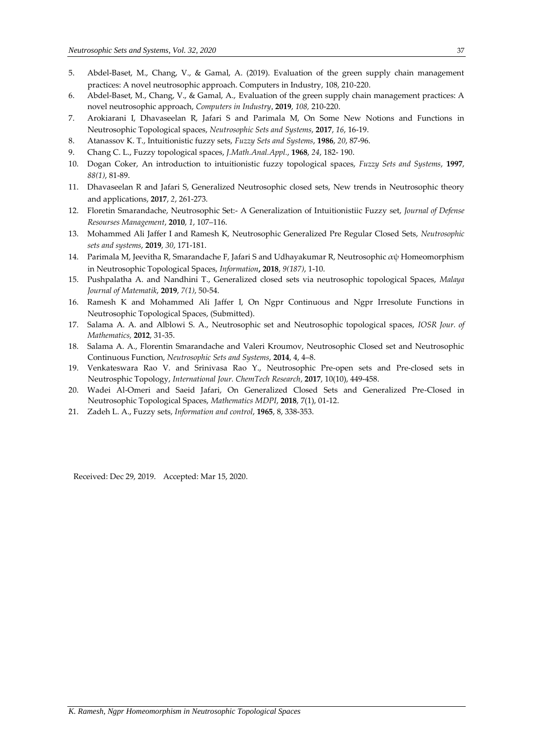5. Abdel-Baset, M., Chang, V., & Gamal, A. (2019). Evaluation of the green supply chain management practices: A novel neutrosophic approach. Computers in Industry, 108, 210-220.
6. Abdel-Baset, M., Chang, V., & Gamal, A., Evaluation of the green supply chain management practices: A novel neutrosophic approach, *Computers in Industry*, **2019**, *108,* 210-220.
7. Arokiarani I, Dhavaseelan R, Jafari S and Parimala M, On Some New Notions and Functions in Neutrosophic Topological spaces, *Neutrosophic Sets and Systems*, **2017**, *16*, 16-19.
8. Atanassov K. T., Intuitionistic fuzzy sets, *Fuzzy Sets and Systems*, **1986**, *20*, 87-96.
9. Chang C. L., Fuzzy topological spaces, *J.Math.Anal.Appl.*, **1968**, *24*, 182- 190.
10. Dogan Coker, An introduction to intuitionistic fuzzy topological spaces, *Fuzzy Sets and Systems*, **1997**, *88(1)*, 81-89.
11. Dhavaseelan R and Jafari S, Generalized Neutrosophic closed sets, New trends in Neutrosophic theory and applications, **2017**, *2*, 261-273.
12. Floretin Smarandache, Neutrosophic Set:- A Generalization of Intuitionistiic Fuzzy set, *Journal of Defense Resourses Management*, **2010**, *1*, 107–116.
13. Mohammed Ali Jaffer I and Ramesh K, Neutrosophic Generalized Pre Regular Closed Sets, *Neutrosophic sets and systems*, **2019**, *30*, 171-181.
14. Parimala M, Jeevitha R, Smarandache F, Jafari S and Udhayakumar R, Neutrosophic $\alpha\psi$ Homeomorphism in Neutrosophic Topological Spaces, *Information***, 2018**, *9(187)*, 1-10.
15. Pushpalatha A. and Nandhini T., Generalized closed sets via neutrosophic topological Spaces, *Malaya Journal of Matematik*, **2019**, *7(1)*, 50-54.
16. Ramesh K and Mohammed Ali Jaffer I, On Ngpr Continuous and Ngpr Irresolute Functions in Neutrosophic Topological Spaces, (Submitted).
17. Salama A. A. and Alblowi S. A., Neutrosophic set and Neutrosophic topological spaces, *IOSR Jour. of Mathematics,* **2012**, 31-35.
18. Salama A. A., Florentin Smarandache and Valeri Kroumov, Neutrosophic Closed set and Neutrosophic Continuous Function, *Neutrosophic Sets and Systems*, **2014**, 4, 4–8.
19. Venkateswara Rao V. and Srinivasa Rao Y., Neutrosophic Pre-open sets and Pre-closed sets in Neutrosphic Topology, *International Jour. ChemTech Research*, **2017**, 10(10), 449-458.
20. Wadei Al-Omeri and Saeid Jafari, On Generalized Closed Sets and Generalized Pre-Closed in Neutrosophic Topological Spaces, *Mathematics MDPI*, **2018**, 7(1), 01-12.
21. Zadeh L. A., Fuzzy sets, *Information and control*, **1965**, 8, 338-353.

Received: Dec 29, 2019. Accepted: Mar 15, 2020.